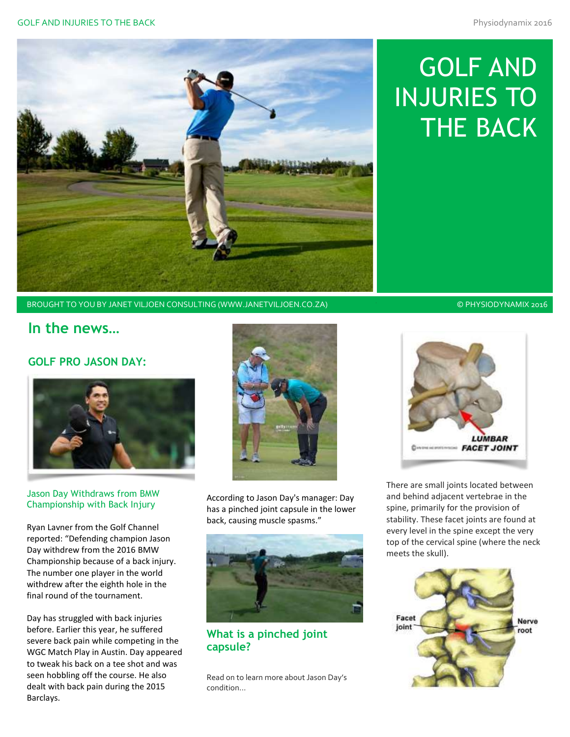# GOLF AND INJURIES TO THE BACK

BROUGHT TO YOU BY JANET VILJOEN CONSULTING (WWW.JANETVILJOEN.CO.ZA)

© PHYSIODYNAMIX 2016

## In the news…

### GOLF PRO JASON DAY:

Jason Day Withdraws from BMW Championship with Back Injury

Ryan Lavner from the Golf Channel reported: "Defending champion Jason Day withdrew from the 2016 BMW Championship because of a back injury. The number one player in the world withdrew after the eighth hole in the final round of the tournament.

Day has struggled with back injuries before. Earlier this year, he suffered severe back pain while competing in the WGC Match Play in Austin. Day appeared to tweak his back on a tee shot and was seen hobbling off the course. He also dealt with back pain during the 2015 Barclays.

According to Jason Day's manager: Day has a pinched joint capsule in the lower back, causing muscle spasms."

### What is a pinched joint capsule?

Read on to learn more about Jason Day's condition...

LUMBAR FACET JOINT

There are small joints located between and behind adjacent vertebrae in the spine, primarily for the provision of stability. These facet joints are found at every level in the spine except the very top of the cervical spine (where the neck meets the skull).

Facet joint

Nerve root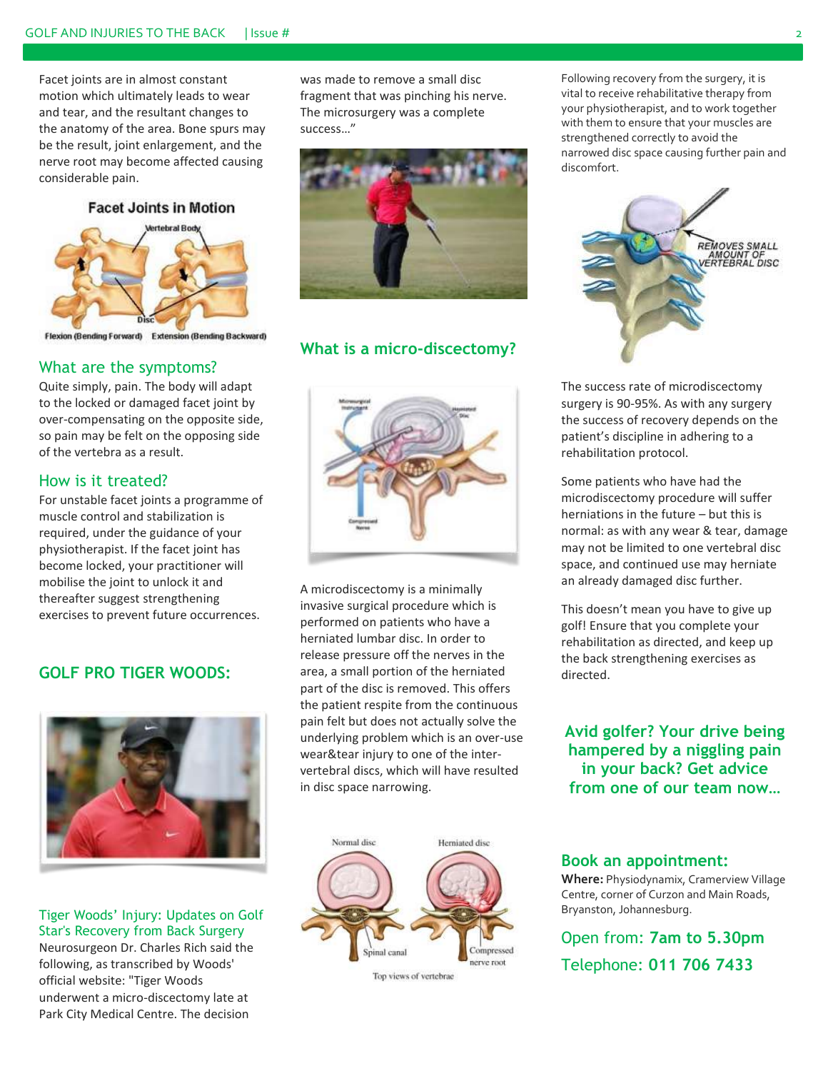Facet joints are in almost constant motion which ultimately leads to wear and tear, and the resultant changes to the anatomy of the area. Bone spurs may be the result, joint enlargement, and the nerve root may become affected causing considerable pain.

Facet Joints in Motion

Vertebral Body

Disc

Flexion (Bending Forward) Extension (Bending Backward)

## What are the symptoms?

Quite simply, pain. The body will adapt to the locked or damaged facet joint by over-compensating on the opposite side, so pain may be felt on the opposing side of the vertebra as a result.

## How is it treated?

For unstable facet joints a programme of muscle control and stabilization is required, under the guidance of your physiotherapist. If the facet joint has become locked, your practitioner will mobilise the joint to unlock it and thereafter suggest strengthening exercises to prevent future occurrences.

## GOLF PRO TIGER WOODS:

### Tiger Woods' Injury: Updates on Golf Star's Recovery from Back Surgery

Neurosurgeon Dr. Charles Rich said the following, as transcribed by Woods' official website: "Tiger Woods underwent a micro-discectomy late at Park City Medical Centre. The decision was made to remove a small disc fragment that was pinching his nerve. The microsurgery was a complete success…"

## What is a micro-discectomy?

A microdiscectomy is a minimally invasive surgical procedure which is performed on patients who have a herniated lumbar disc. In order to release pressure off the nerves in the area, a small portion of the herniated part of the disc is removed. This offers the patient respite from the continuous pain felt but does not actually solve the underlying problem which is an over-use wear&tear injury to one of the inter-vertebral discs, which will have resulted in disc space narrowing.

Normal disc

Herniated disc

Spinal canal

Compressed nerve root

Top views of vertebrae

Following recovery from the surgery, it is vital to receive rehabilitative therapy from your physiotherapist, and to work together with them to ensure that your muscles are strengthened correctly to avoid the narrowed disc space causing further pain and discomfort.

REMOVES SMALL AMOUNT OF VERTEBRAL DISC

The success rate of microdiscectomy surgery is 90-95%. As with any surgery the success of recovery depends on the patient's discipline in adhering to a rehabilitation protocol.

Some patients who have had the microdiscectomy procedure will suffer herniations in the future – but this is normal: as with any wear & tear, damage may not be limited to one vertebral disc space, and continued use may herniate an already damaged disc further.

This doesn't mean you have to give up golf! Ensure that you complete your rehabilitation as directed, and keep up the back strengthening exercises as directed.

**Avid golfer? Your drive being hampered by a niggling pain in your back? Get advice from one of our team now…**

## Book an appointment:

**Where:** Physiodynamix, Cramerview Village Centre, corner of Curzon and Main Roads, Bryanston, Johannesburg.

Open from: **7am to 5.30pm**

Telephone: **011 706 7433**